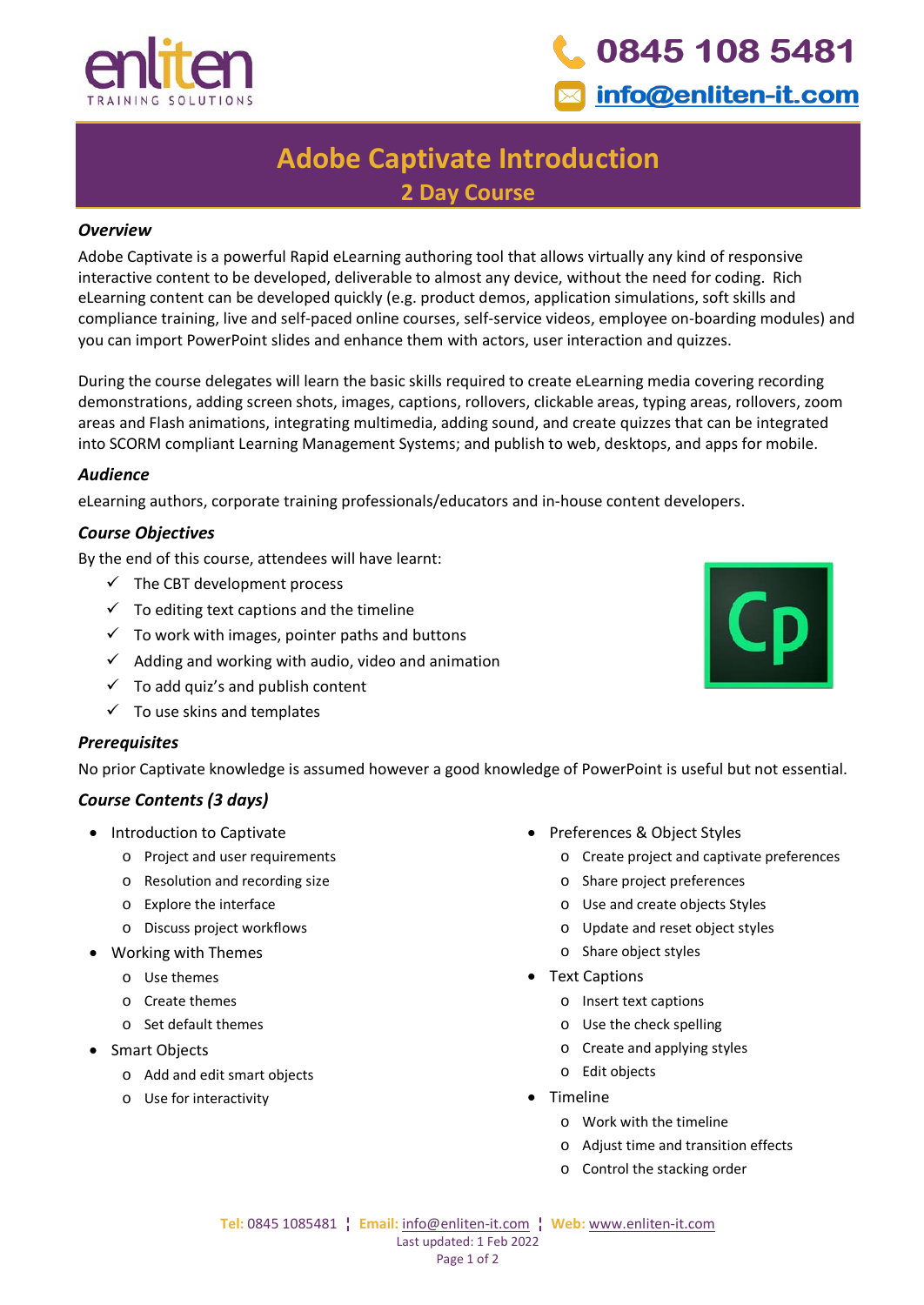0845 108 5481

info@enliten-it.com

# Adobe Captivate Introduction

## 2 Day Course

### *Overview*

Adobe Captivate is a powerful Rapid eLearning authoring tool that allows virtually any kind of responsive interactive content to be developed, deliverable to almost any device, without the need for coding. Rich eLearning content can be developed quickly (e.g. product demos, application simulations, soft skills and compliance training, live and self-paced online courses, self-service videos, employee on-boarding modules) and you can import PowerPoint slides and enhance them with actors, user interaction and quizzes.

During the course delegates will learn the basic skills required to create eLearning media covering recording demonstrations, adding screen shots, images, captions, rollovers, clickable areas, typing areas, rollovers, zoom areas and Flash animations, integrating multimedia, adding sound, and create quizzes that can be integrated into SCORM compliant Learning Management Systems; and publish to web, desktops, and apps for mobile.

### *Audience*

eLearning authors, corporate training professionals/educators and in-house content developers.

### *Course Objectives*

By the end of this course, attendees will have learnt:

- ✓ The CBT development process
- ✓ To editing text captions and the timeline
- ✓ To work with images, pointer paths and buttons
- ✓ Adding and working with audio, video and animation
- ✓ To add quiz's and publish content
- ✓ To use skins and templates

### *Prerequisites*

No prior Captivate knowledge is assumed however a good knowledge of PowerPoint is useful but not essential.

### *Course Contents (3 days)*

- Introduction to Captivate
  - Project and user requirements
  - Resolution and recording size
  - Explore the interface
  - Discuss project workflows
- Working with Themes
  - Use themes
  - Create themes
  - Set default themes
- Smart Objects
  - Add and edit smart objects
  - Use for interactivity
- Preferences & Object Styles
  - Create project and captivate preferences
  - Share project preferences
  - Use and create objects Styles
  - Update and reset object styles
  - Share object styles
- Text Captions
  - Insert text captions
  - Use the check spelling
  - Create and applying styles
  - Edit objects
- Timeline
  - Work with the timeline
  - Adjust time and transition effects
  - Control the stacking order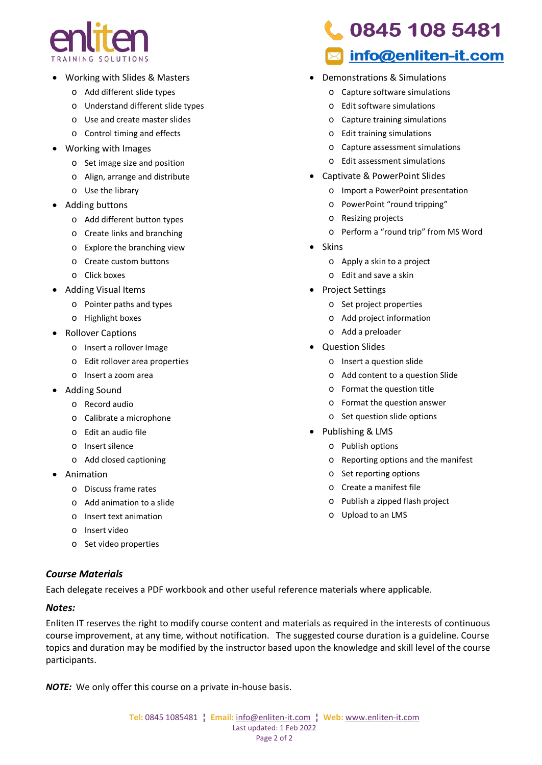- Working with Slides & Masters
  - Add different slide types
  - Understand different slide types
  - Use and create master slides
  - Control timing and effects
- Working with Images
  - Set image size and position
  - Align, arrange and distribute
  - Use the library
- Adding buttons
  - Add different button types
  - Create links and branching
  - Explore the branching view
  - Create custom buttons
  - Click boxes
- Adding Visual Items
  - Pointer paths and types
  - Highlight boxes
- Rollover Captions
  - Insert a rollover Image
  - Edit rollover area properties
  - Insert a zoom area
- Adding Sound
  - Record audio
  - Calibrate a microphone
  - Edit an audio file
  - Insert silence
  - Add closed captioning
- Animation
  - Discuss frame rates
  - Add animation to a slide
  - Insert text animation
  - Insert video
  - Set video properties
- Demonstrations & Simulations
  - Capture software simulations
  - Edit software simulations
  - Capture training simulations
  - Edit training simulations
  - Capture assessment simulations
  - Edit assessment simulations
- Captivate & PowerPoint Slides
  - Import a PowerPoint presentation
  - PowerPoint "round tripping"
  - Resizing projects
  - Perform a "round trip" from MS Word
- Skins
  - Apply a skin to a project
  - Edit and save a skin
- Project Settings
  - Set project properties
  - Add project information
  - Add a preloader
- Question Slides
  - Insert a question slide
  - Add content to a question Slide
  - Format the question title
  - Format the question answer
  - Set question slide options
- Publishing & LMS
  - Publish options
  - Reporting options and the manifest
  - Set reporting options
  - Create a manifest file
  - Publish a zipped flash project
  - Upload to an LMS

### *Course Materials*

Each delegate receives a PDF workbook and other useful reference materials where applicable.

### *Notes:*

Enliten IT reserves the right to modify course content and materials as required in the interests of continuous course improvement, at any time, without notification. The suggested course duration is a guideline. Course topics and duration may be modified by the instructor based upon the knowledge and skill level of the course participants.

***NOTE:*** We only offer this course on a private in-house basis.